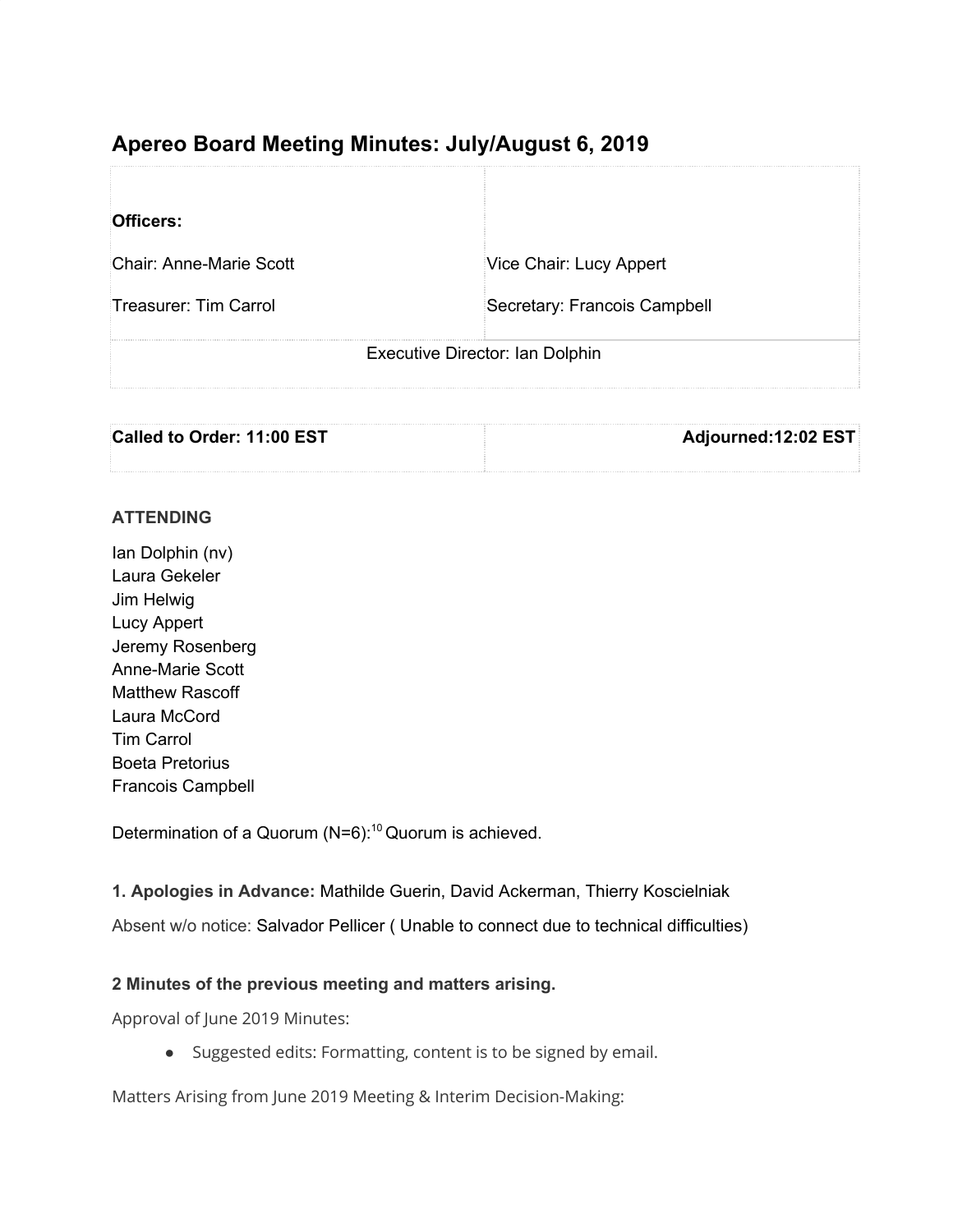# Apereo Board Meeting Minutes: July/August 6, 2019

| **Officers:** | |
|---|---|
| Chair: Anne-Marie Scott | Vice Chair: Lucy Appert |
| Treasurer: Tim Carrol | Secretary: Francois Campbell |
| Executive Director: Ian Dolphin | |

| **Called to Order: 11:00 EST** | **Adjourned:12:02 EST** |
|---|---|

**ATTENDING**

Ian Dolphin (nv)
Laura Gekeler
Jim Helwig
Lucy Appert
Jeremy Rosenberg
Anne-Marie Scott
Matthew Rascoff
Laura McCord
Tim Carrol
Boeta Pretorius
Francois Campbell

Determination of a Quorum (N=6):[10] Quorum is achieved.

**1. Apologies in Advance:** Mathilde Guerin, David Ackerman, Thierry Koscielniak

Absent w/o notice: Salvador Pellicer ( Unable to connect due to technical difficulties)

**2 Minutes of the previous meeting and matters arising.**

Approval of June 2019 Minutes:

- Suggested edits: Formatting, content is to be signed by email.

Matters Arising from June 2019 Meeting & Interim Decision-Making: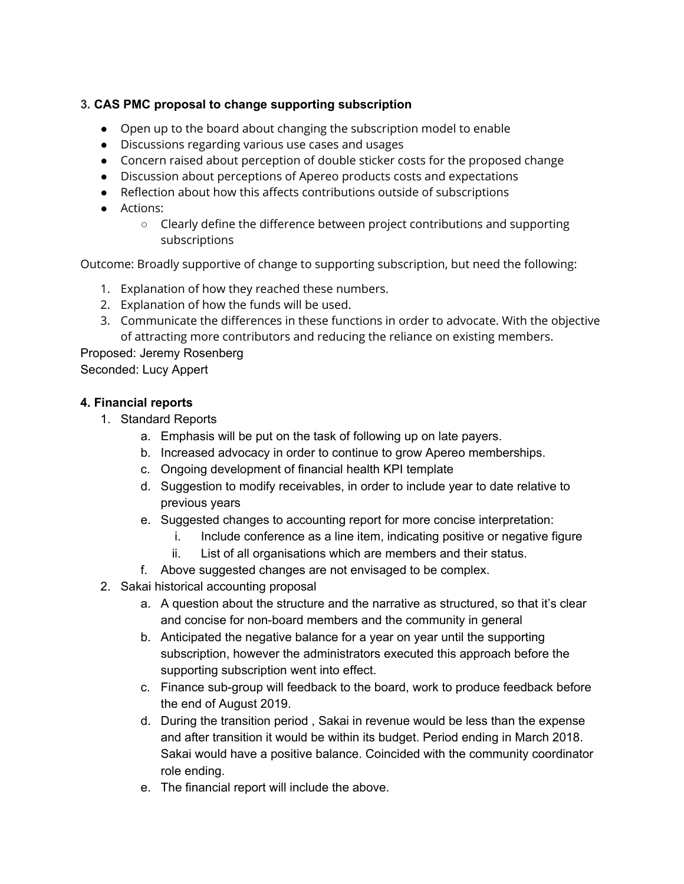**3. CAS PMC proposal to change supporting subscription**

- Open up to the board about changing the subscription model to enable
- Discussions regarding various use cases and usages
- Concern raised about perception of double sticker costs for the proposed change
- Discussion about perceptions of Apereo products costs and expectations
- Reflection about how this affects contributions outside of subscriptions
- Actions:
  - Clearly define the difference between project contributions and supporting subscriptions

Outcome: Broadly supportive of change to supporting subscription, but need the following:

1. Explanation of how they reached these numbers.
2. Explanation of how the funds will be used.
3. Communicate the differences in these functions in order to advocate. With the objective of attracting more contributors and reducing the reliance on existing members.

Proposed: Jeremy Rosenberg
Seconded: Lucy Appert

**4. Financial reports**

1. Standard Reports
   a. Emphasis will be put on the task of following up on late payers.
   b. Increased advocacy in order to continue to grow Apereo memberships.
   c. Ongoing development of financial health KPI template
   d. Suggestion to modify receivables, in order to include year to date relative to previous years
   e. Suggested changes to accounting report for more concise interpretation:
      i. Include conference as a line item, indicating positive or negative figure
      ii. List of all organisations which are members and their status.
   f. Above suggested changes are not envisaged to be complex.
2. Sakai historical accounting proposal
   a. A question about the structure and the narrative as structured, so that it's clear and concise for non-board members and the community in general
   b. Anticipated the negative balance for a year on year until the supporting subscription, however the administrators executed this approach before the supporting subscription went into effect.
   c. Finance sub-group will feedback to the board, work to produce feedback before the end of August 2019.
   d. During the transition period , Sakai in revenue would be less than the expense and after transition it would be within its budget. Period ending in March 2018. Sakai would have a positive balance. Coincided with the community coordinator role ending.
   e. The financial report will include the above.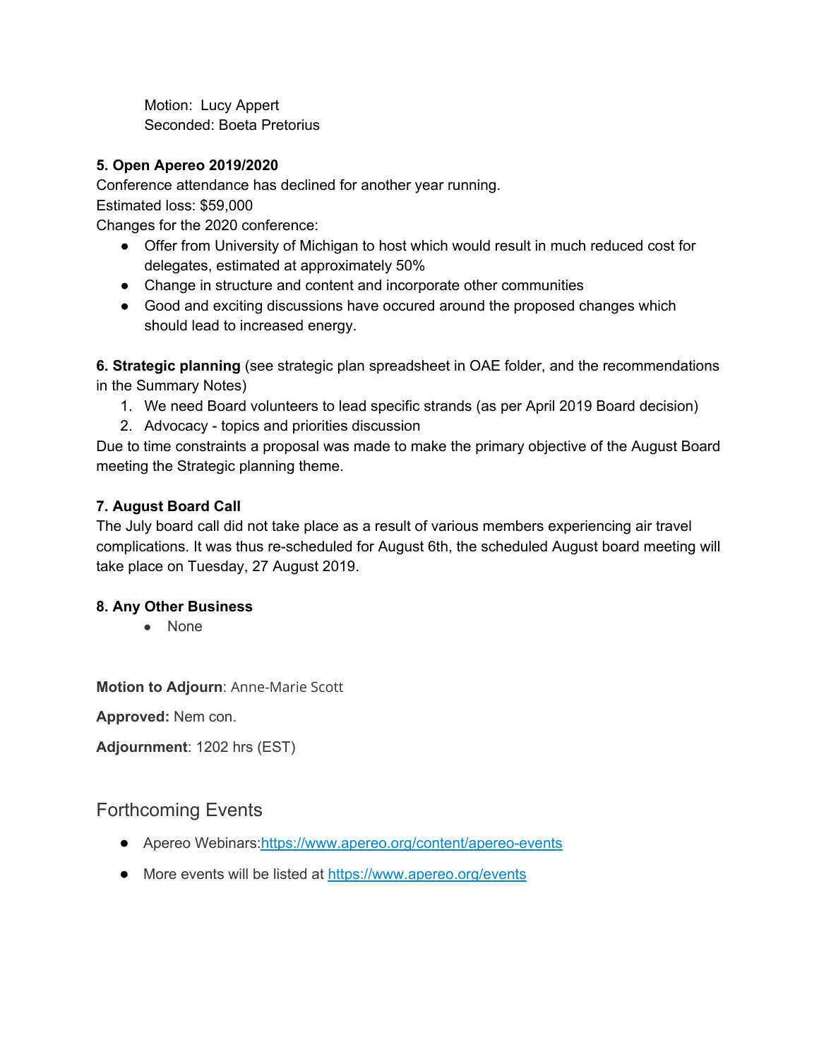Motion: Lucy Appert
Seconded: Boeta Pretorius

**5. Open Apereo 2019/2020**

Conference attendance has declined for another year running.
Estimated loss: $59,000
Changes for the 2020 conference:

- Offer from University of Michigan to host which would result in much reduced cost for delegates, estimated at approximately 50%
- Change in structure and content and incorporate other communities
- Good and exciting discussions have occured around the proposed changes which should lead to increased energy.

**6. Strategic planning** (see strategic plan spreadsheet in OAE folder, and the recommendations in the Summary Notes)

1. We need Board volunteers to lead specific strands (as per April 2019 Board decision)
2. Advocacy - topics and priorities discussion

Due to time constraints a proposal was made to make the primary objective of the August Board meeting the Strategic planning theme.

**7. August Board Call**

The July board call did not take place as a result of various members experiencing air travel complications. It was thus re-scheduled for August 6th, the scheduled August board meeting will take place on Tuesday, 27 August 2019.

**8. Any Other Business**

- None

**Motion to Adjourn**: Anne-Marie Scott

**Approved:** Nem con.

**Adjournment**: 1202 hrs (EST)

## Forthcoming Events

- Apereo Webinars:https://www.apereo.org/content/apereo-events
- More events will be listed at https://www.apereo.org/events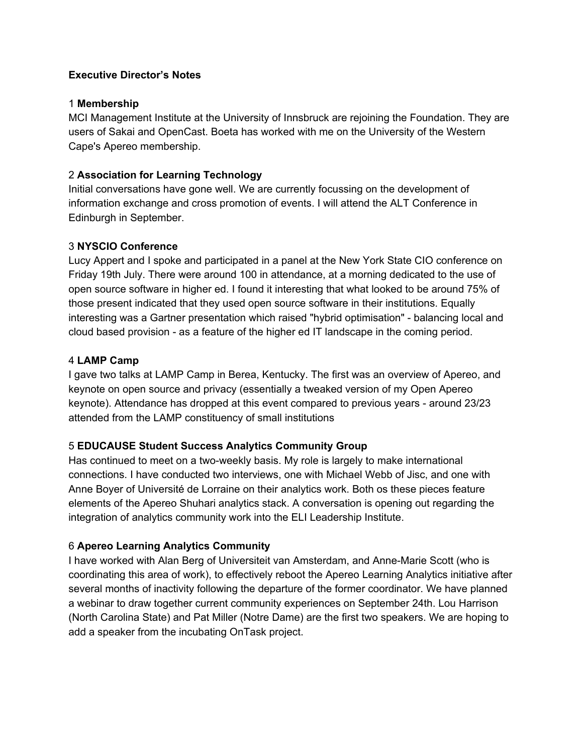**Executive Director's Notes**

1 **Membership**

MCI Management Institute at the University of Innsbruck are rejoining the Foundation. They are users of Sakai and OpenCast. Boeta has worked with me on the University of the Western Cape's Apereo membership.

2 **Association for Learning Technology**

Initial conversations have gone well. We are currently focussing on the development of information exchange and cross promotion of events. I will attend the ALT Conference in Edinburgh in September.

3 **NYSCIO Conference**

Lucy Appert and I spoke and participated in a panel at the New York State CIO conference on Friday 19th July. There were around 100 in attendance, at a morning dedicated to the use of open source software in higher ed. I found it interesting that what looked to be around 75% of those present indicated that they used open source software in their institutions. Equally interesting was a Gartner presentation which raised "hybrid optimisation" - balancing local and cloud based provision - as a feature of the higher ed IT landscape in the coming period.

4 **LAMP Camp**

I gave two talks at LAMP Camp in Berea, Kentucky. The first was an overview of Apereo, and keynote on open source and privacy (essentially a tweaked version of my Open Apereo keynote). Attendance has dropped at this event compared to previous years - around 23/23 attended from the LAMP constituency of small institutions

5 **EDUCAUSE Student Success Analytics Community Group**

Has continued to meet on a two-weekly basis. My role is largely to make international connections. I have conducted two interviews, one with Michael Webb of Jisc, and one with Anne Boyer of Université de Lorraine on their analytics work. Both os these pieces feature elements of the Apereo Shuhari analytics stack. A conversation is opening out regarding the integration of analytics community work into the ELI Leadership Institute.

6 **Apereo Learning Analytics Community**

I have worked with Alan Berg of Universiteit van Amsterdam, and Anne-Marie Scott (who is coordinating this area of work), to effectively reboot the Apereo Learning Analytics initiative after several months of inactivity following the departure of the former coordinator. We have planned a webinar to draw together current community experiences on September 24th. Lou Harrison (North Carolina State) and Pat Miller (Notre Dame) are the first two speakers. We are hoping to add a speaker from the incubating OnTask project.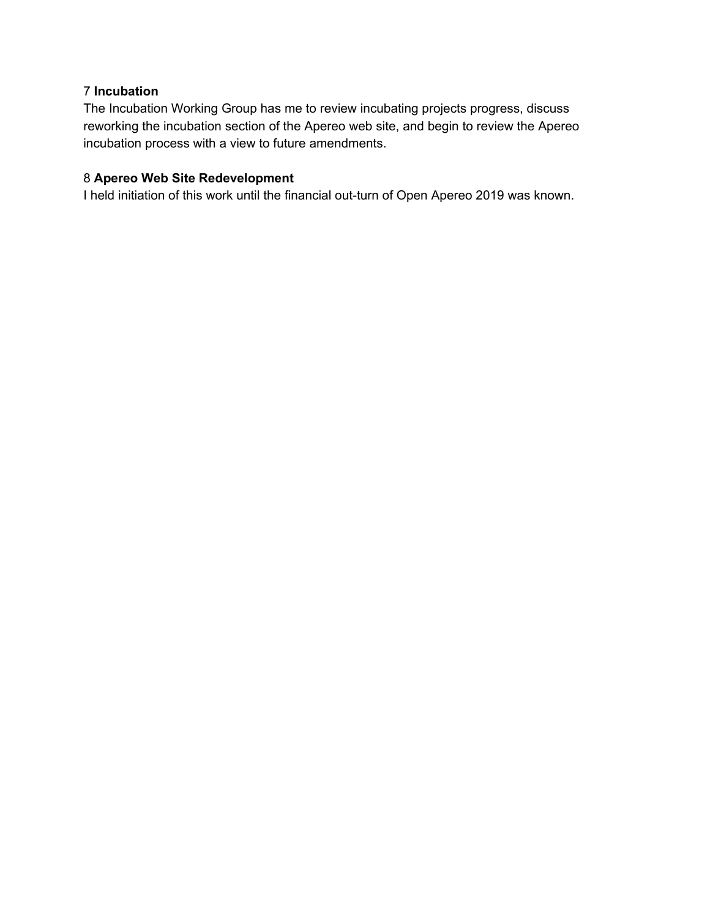7 **Incubation**
The Incubation Working Group has me to review incubating projects progress, discuss reworking the incubation section of the Apereo web site, and begin to review the Apereo incubation process with a view to future amendments.

8 **Apereo Web Site Redevelopment**
I held initiation of this work until the financial out-turn of Open Apereo 2019 was known.